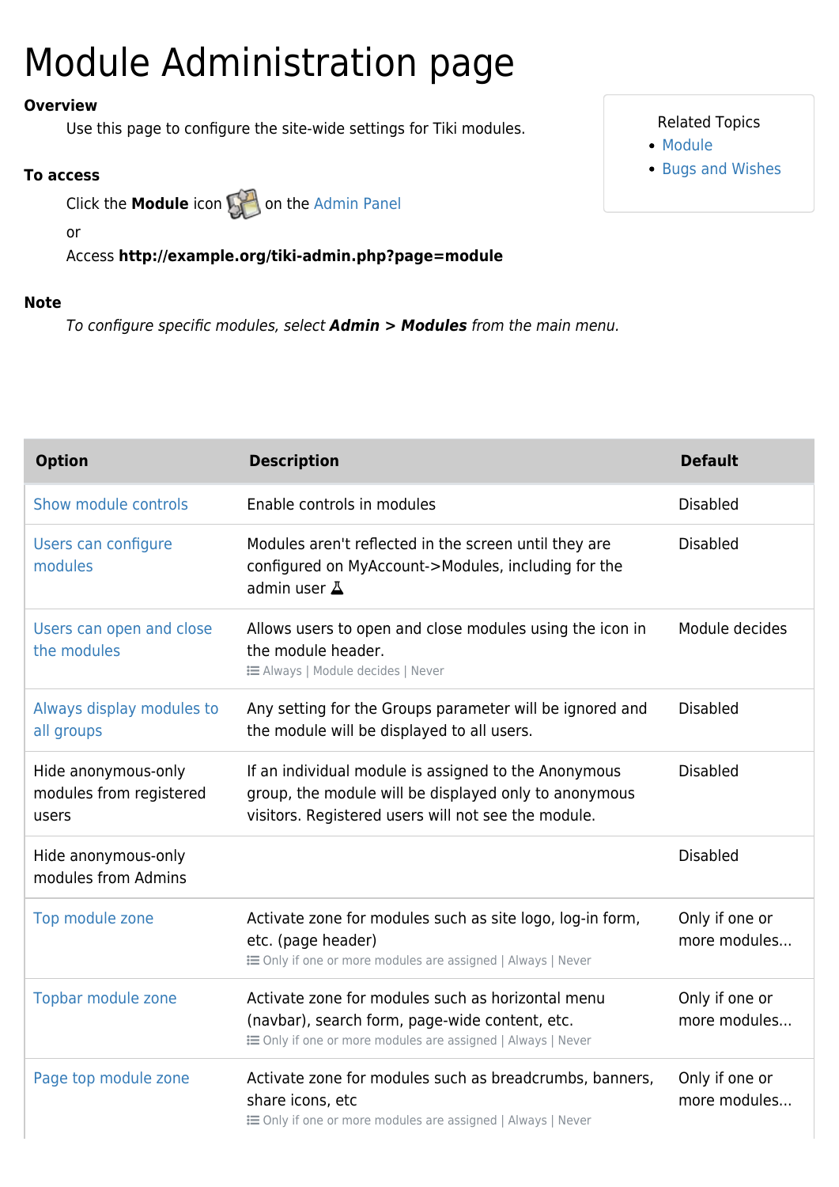# Module Administration page

**Overview**

Use this page to configure the site-wide settings for Tiki modules.

**To access**

Click the **Module** icon on the Admin Panel

or

Access **http://example.org/tiki-admin.php?page=module**

**Note**

*To configure specific modules, select **Admin > Modules** from the main menu.*

Related Topics
- Module
- Bugs and Wishes

| Option | Description | Default |
|---|---|---|
| Show module controls | Enable controls in modules | Disabled |
| Users can configure modules | Modules aren't reflected in the screen until they are configured on MyAccount->Modules, including for the admin user | Disabled |
| Users can open and close the modules | Allows users to open and close modules using the icon in the module header. Always \| Module decides \| Never | Module decides |
| Always display modules to all groups | Any setting for the Groups parameter will be ignored and the module will be displayed to all users. | Disabled |
| Hide anonymous-only modules from registered users | If an individual module is assigned to the Anonymous group, the module will be displayed only to anonymous visitors. Registered users will not see the module. | Disabled |
| Hide anonymous-only modules from Admins | | Disabled |
| Top module zone | Activate zone for modules such as site logo, log-in form, etc. (page header) Only if one or more modules are assigned \| Always \| Never | Only if one or more modules... |
| Topbar module zone | Activate zone for modules such as horizontal menu (navbar), search form, page-wide content, etc. Only if one or more modules are assigned \| Always \| Never | Only if one or more modules... |
| Page top module zone | Activate zone for modules such as breadcrumbs, banners, share icons, etc Only if one or more modules are assigned \| Always \| Never | Only if one or more modules... |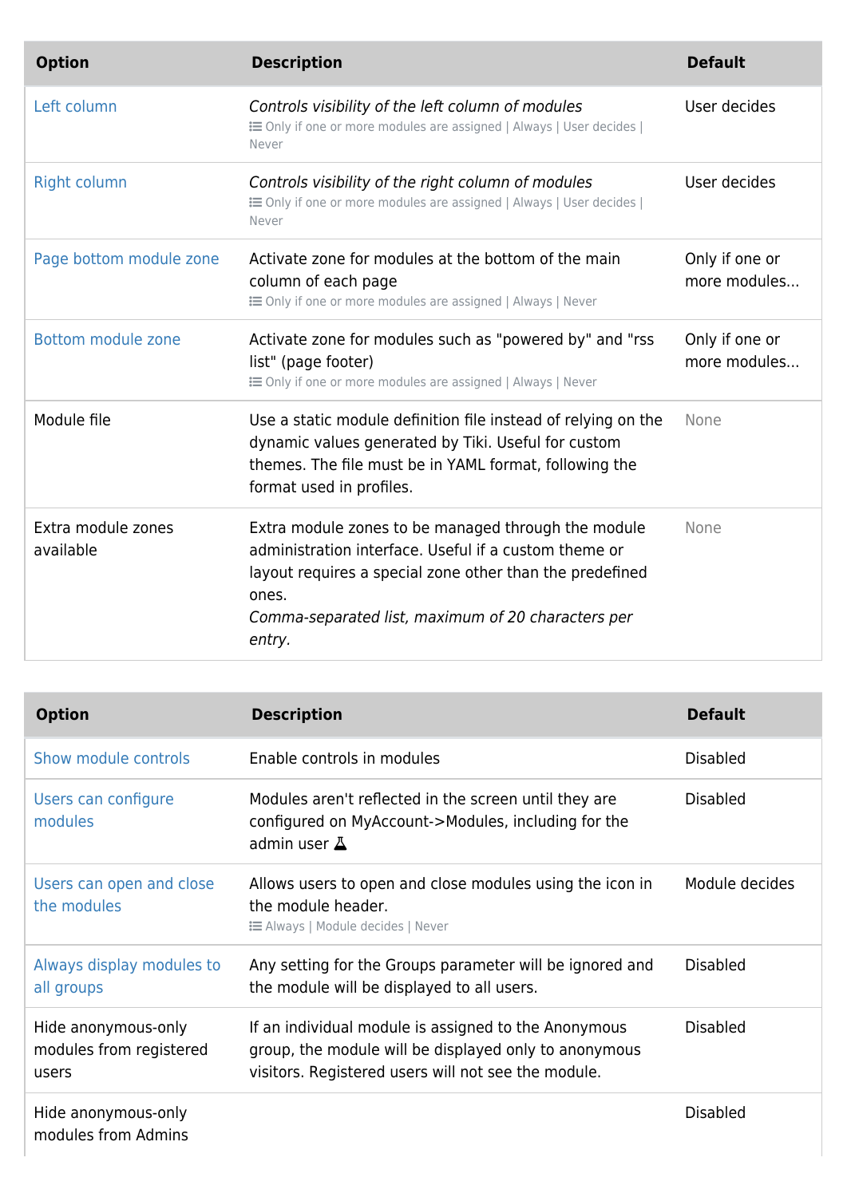| Option | Description | Default |
|---|---|---|
| Left column | *Controls visibility of the left column of modules* Only if one or more modules are assigned \| Always \| User decides \| Never | User decides |
| Right column | *Controls visibility of the right column of modules* Only if one or more modules are assigned \| Always \| User decides \| Never | User decides |
| Page bottom module zone | Activate zone for modules at the bottom of the main column of each page Only if one or more modules are assigned \| Always \| Never | Only if one or more modules... |
| Bottom module zone | Activate zone for modules such as "powered by" and "rss list" (page footer) Only if one or more modules are assigned \| Always \| Never | Only if one or more modules... |
| Module file | Use a static module definition file instead of relying on the dynamic values generated by Tiki. Useful for custom themes. The file must be in YAML format, following the format used in profiles. | None |
| Extra module zones available | Extra module zones to be managed through the module administration interface. Useful if a custom theme or layout requires a special zone other than the predefined ones. *Comma-separated list, maximum of 20 characters per entry.* | None |

| Option | Description | Default |
|---|---|---|
| Show module controls | Enable controls in modules | Disabled |
| Users can configure modules | Modules aren't reflected in the screen until they are configured on MyAccount->Modules, including for the admin user | Disabled |
| Users can open and close the modules | Allows users to open and close modules using the icon in the module header. Always \| Module decides \| Never | Module decides |
| Always display modules to all groups | Any setting for the Groups parameter will be ignored and the module will be displayed to all users. | Disabled |
| Hide anonymous-only modules from registered users | If an individual module is assigned to the Anonymous group, the module will be displayed only to anonymous visitors. Registered users will not see the module. | Disabled |
| Hide anonymous-only modules from Admins | | Disabled |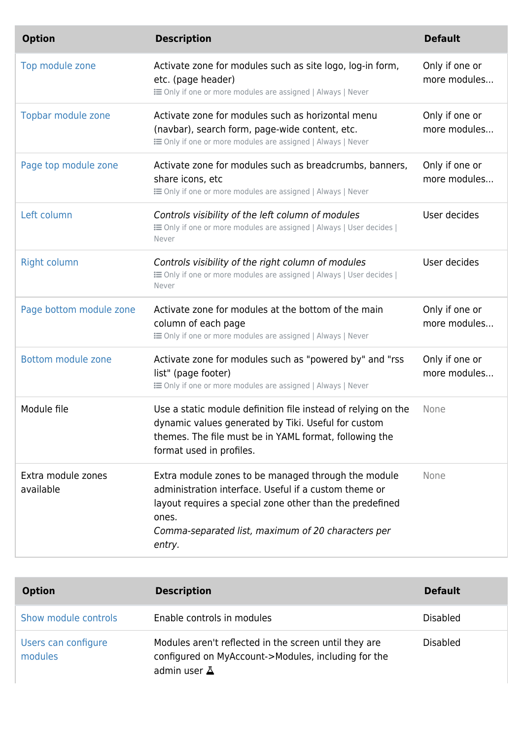| Option | Description | Default |
| --- | --- | --- |
| Top module zone | Activate zone for modules such as site logo, log-in form, etc. (page header)<br>Only if one or more modules are assigned \| Always \| Never | Only if one or more modules... |
| Topbar module zone | Activate zone for modules such as horizontal menu (navbar), search form, page-wide content, etc.<br>Only if one or more modules are assigned \| Always \| Never | Only if one or more modules... |
| Page top module zone | Activate zone for modules such as breadcrumbs, banners, share icons, etc<br>Only if one or more modules are assigned \| Always \| Never | Only if one or more modules... |
| Left column | *Controls visibility of the left column of modules*<br>Only if one or more modules are assigned \| Always \| User decides \| Never | User decides |
| Right column | *Controls visibility of the right column of modules*<br>Only if one or more modules are assigned \| Always \| User decides \| Never | User decides |
| Page bottom module zone | Activate zone for modules at the bottom of the main column of each page<br>Only if one or more modules are assigned \| Always \| Never | Only if one or more modules... |
| Bottom module zone | Activate zone for modules such as "powered by" and "rss list" (page footer)<br>Only if one or more modules are assigned \| Always \| Never | Only if one or more modules... |
| Module file | Use a static module definition file instead of relying on the dynamic values generated by Tiki. Useful for custom themes. The file must be in YAML format, following the format used in profiles. | None |
| Extra module zones available | Extra module zones to be managed through the module administration interface. Useful if a custom theme or layout requires a special zone other than the predefined ones.<br>*Comma-separated list, maximum of 20 characters per entry.* | None |

| Option | Description | Default |
| --- | --- | --- |
| Show module controls | Enable controls in modules | Disabled |
| Users can configure modules | Modules aren't reflected in the screen until they are configured on MyAccount->Modules, including for the admin user | Disabled |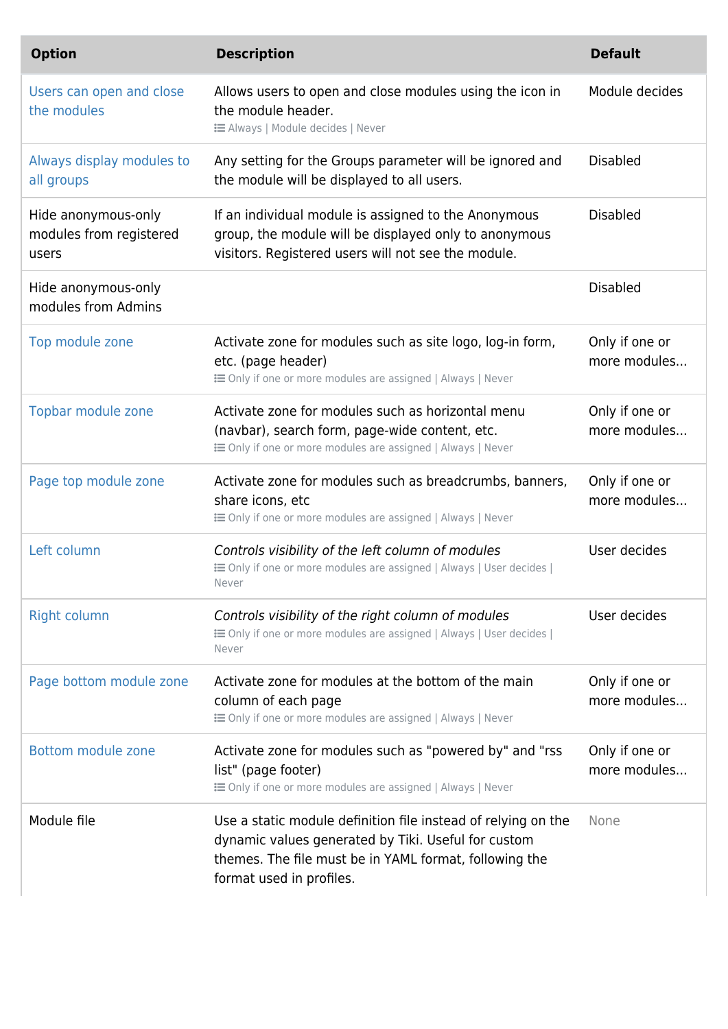| Option | Description | Default |
| --- | --- | --- |
| Users can open and close the modules | Allows users to open and close modules using the icon in the module header. Always \| Module decides \| Never | Module decides |
| Always display modules to all groups | Any setting for the Groups parameter will be ignored and the module will be displayed to all users. | Disabled |
| Hide anonymous-only modules from registered users | If an individual module is assigned to the Anonymous group, the module will be displayed only to anonymous visitors. Registered users will not see the module. | Disabled |
| Hide anonymous-only modules from Admins | | Disabled |
| Top module zone | Activate zone for modules such as site logo, log-in form, etc. (page header) Only if one or more modules are assigned \| Always \| Never | Only if one or more modules... |
| Topbar module zone | Activate zone for modules such as horizontal menu (navbar), search form, page-wide content, etc. Only if one or more modules are assigned \| Always \| Never | Only if one or more modules... |
| Page top module zone | Activate zone for modules such as breadcrumbs, banners, share icons, etc Only if one or more modules are assigned \| Always \| Never | Only if one or more modules... |
| Left column | *Controls visibility of the left column of modules* Only if one or more modules are assigned \| Always \| User decides \| Never | User decides |
| Right column | *Controls visibility of the right column of modules* Only if one or more modules are assigned \| Always \| User decides \| Never | User decides |
| Page bottom module zone | Activate zone for modules at the bottom of the main column of each page Only if one or more modules are assigned \| Always \| Never | Only if one or more modules... |
| Bottom module zone | Activate zone for modules such as "powered by" and "rss list" (page footer) Only if one or more modules are assigned \| Always \| Never | Only if one or more modules... |
| Module file | Use a static module definition file instead of relying on the dynamic values generated by Tiki. Useful for custom themes. The file must be in YAML format, following the format used in profiles. | None |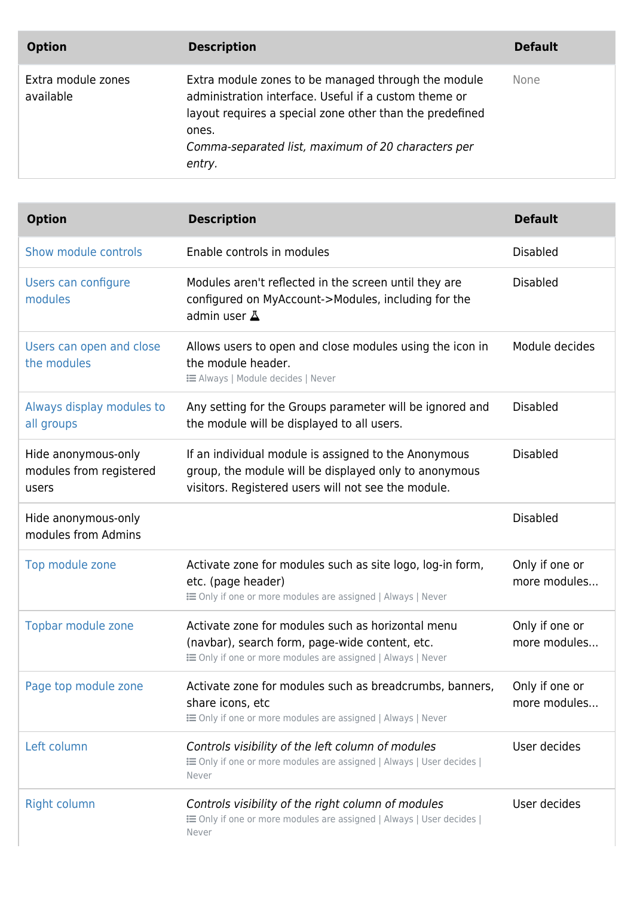| Option | Description | Default |
| --- | --- | --- |
| Extra module zones available | Extra module zones to be managed through the module administration interface. Useful if a custom theme or layout requires a special zone other than the predefined ones. *Comma-separated list, maximum of 20 characters per entry.* | None |

| Option | Description | Default |
| --- | --- | --- |
| Show module controls | Enable controls in modules | Disabled |
| Users can configure modules | Modules aren't reflected in the screen until they are configured on MyAccount->Modules, including for the admin user | Disabled |
| Users can open and close the modules | Allows users to open and close modules using the icon in the module header. Always \| Module decides \| Never | Module decides |
| Always display modules to all groups | Any setting for the Groups parameter will be ignored and the module will be displayed to all users. | Disabled |
| Hide anonymous-only modules from registered users | If an individual module is assigned to the Anonymous group, the module will be displayed only to anonymous visitors. Registered users will not see the module. | Disabled |
| Hide anonymous-only modules from Admins | | Disabled |
| Top module zone | Activate zone for modules such as site logo, log-in form, etc. (page header) Only if one or more modules are assigned \| Always \| Never | Only if one or more modules... |
| Topbar module zone | Activate zone for modules such as horizontal menu (navbar), search form, page-wide content, etc. Only if one or more modules are assigned \| Always \| Never | Only if one or more modules... |
| Page top module zone | Activate zone for modules such as breadcrumbs, banners, share icons, etc Only if one or more modules are assigned \| Always \| Never | Only if one or more modules... |
| Left column | *Controls visibility of the left column of modules* Only if one or more modules are assigned \| Always \| User decides \| Never | User decides |
| Right column | *Controls visibility of the right column of modules* Only if one or more modules are assigned \| Always \| User decides \| Never | User decides |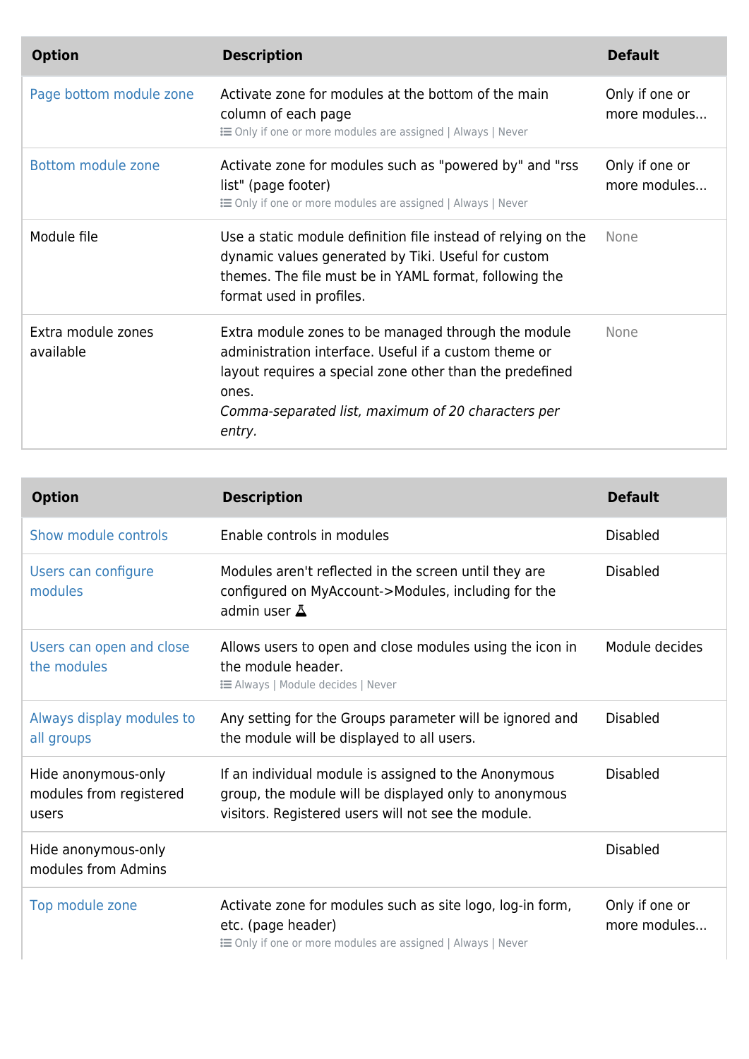| Option | Description | Default |
| --- | --- | --- |
| Page bottom module zone | Activate zone for modules at the bottom of the main column of each page<br>Only if one or more modules are assigned \| Always \| Never | Only if one or more modules... |
| Bottom module zone | Activate zone for modules such as "powered by" and "rss list" (page footer)<br>Only if one or more modules are assigned \| Always \| Never | Only if one or more modules... |
| Module file | Use a static module definition file instead of relying on the dynamic values generated by Tiki. Useful for custom themes. The file must be in YAML format, following the format used in profiles. | None |
| Extra module zones available | Extra module zones to be managed through the module administration interface. Useful if a custom theme or layout requires a special zone other than the predefined ones.<br>*Comma-separated list, maximum of 20 characters per entry*. | None |

| Option | Description | Default |
| --- | --- | --- |
| Show module controls | Enable controls in modules | Disabled |
| Users can configure modules | Modules aren't reflected in the screen until they are configured on MyAccount->Modules, including for the admin user | Disabled |
| Users can open and close the modules | Allows users to open and close modules using the icon in the module header.<br>Always \| Module decides \| Never | Module decides |
| Always display modules to all groups | Any setting for the Groups parameter will be ignored and the module will be displayed to all users. | Disabled |
| Hide anonymous-only modules from registered users | If an individual module is assigned to the Anonymous group, the module will be displayed only to anonymous visitors. Registered users will not see the module. | Disabled |
| Hide anonymous-only modules from Admins | | Disabled |
| Top module zone | Activate zone for modules such as site logo, log-in form, etc. (page header)<br>Only if one or more modules are assigned \| Always \| Never | Only if one or more modules... |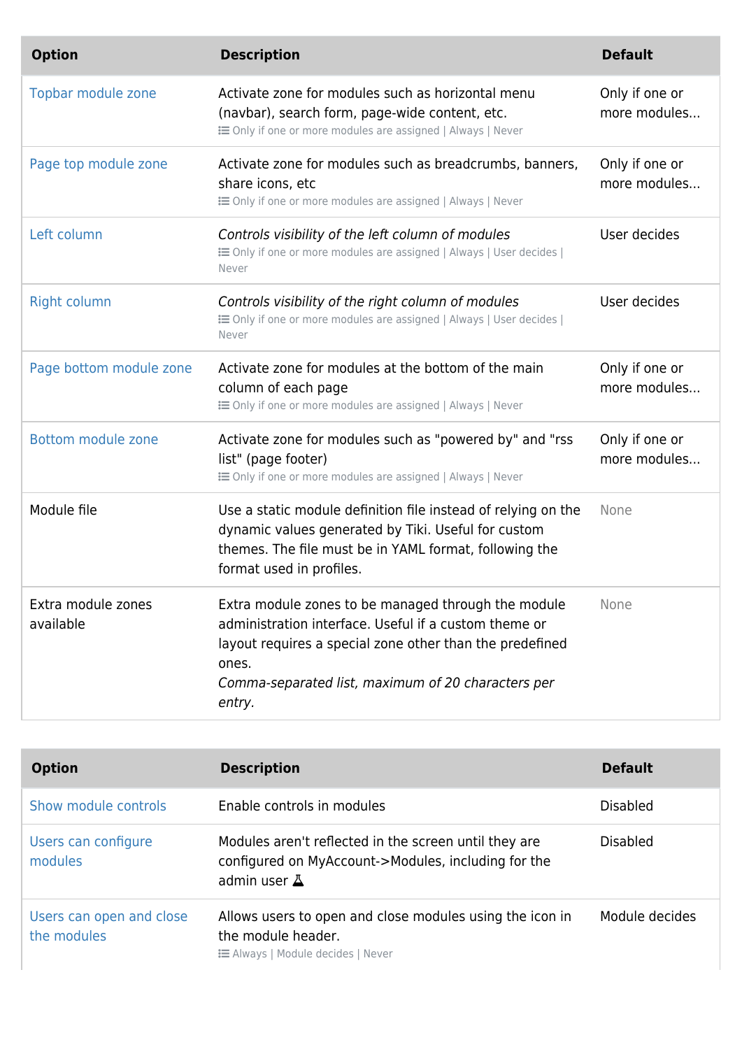| Option | Description | Default |
| --- | --- | --- |
| Topbar module zone | Activate zone for modules such as horizontal menu (navbar), search form, page-wide content, etc. Only if one or more modules are assigned \| Always \| Never | Only if one or more modules... |
| Page top module zone | Activate zone for modules such as breadcrumbs, banners, share icons, etc Only if one or more modules are assigned \| Always \| Never | Only if one or more modules... |
| Left column | *Controls visibility of the left column of modules* Only if one or more modules are assigned \| Always \| User decides \| Never | User decides |
| Right column | *Controls visibility of the right column of modules* Only if one or more modules are assigned \| Always \| User decides \| Never | User decides |
| Page bottom module zone | Activate zone for modules at the bottom of the main column of each page Only if one or more modules are assigned \| Always \| Never | Only if one or more modules... |
| Bottom module zone | Activate zone for modules such as "powered by" and "rss list" (page footer) Only if one or more modules are assigned \| Always \| Never | Only if one or more modules... |
| Module file | Use a static module definition file instead of relying on the dynamic values generated by Tiki. Useful for custom themes. The file must be in YAML format, following the format used in profiles. | None |
| Extra module zones available | Extra module zones to be managed through the module administration interface. Useful if a custom theme or layout requires a special zone other than the predefined ones. *Comma-separated list, maximum of 20 characters per entry.* | None |

| Option | Description | Default |
| --- | --- | --- |
| Show module controls | Enable controls in modules | Disabled |
| Users can configure modules | Modules aren't reflected in the screen until they are configured on MyAccount->Modules, including for the admin user | Disabled |
| Users can open and close the modules | Allows users to open and close modules using the icon in the module header. Always \| Module decides \| Never | Module decides |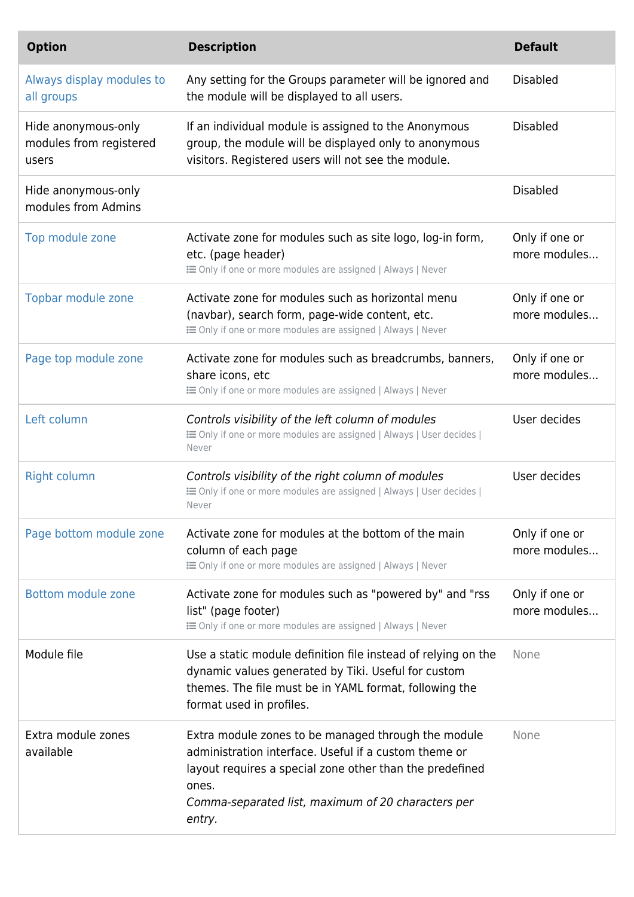| Option | Description | Default |
| --- | --- | --- |
| Always display modules to all groups | Any setting for the Groups parameter will be ignored and the module will be displayed to all users. | Disabled |
| Hide anonymous-only modules from registered users | If an individual module is assigned to the Anonymous group, the module will be displayed only to anonymous visitors. Registered users will not see the module. | Disabled |
| Hide anonymous-only modules from Admins | | Disabled |
| Top module zone | Activate zone for modules such as site logo, log-in form, etc. (page header)<br>Only if one or more modules are assigned \| Always \| Never | Only if one or more modules... |
| Topbar module zone | Activate zone for modules such as horizontal menu (navbar), search form, page-wide content, etc.<br>Only if one or more modules are assigned \| Always \| Never | Only if one or more modules... |
| Page top module zone | Activate zone for modules such as breadcrumbs, banners, share icons, etc<br>Only if one or more modules are assigned \| Always \| Never | Only if one or more modules... |
| Left column | *Controls visibility of the left column of modules*<br>Only if one or more modules are assigned \| Always \| User decides \| Never | User decides |
| Right column | *Controls visibility of the right column of modules*<br>Only if one or more modules are assigned \| Always \| User decides \| Never | User decides |
| Page bottom module zone | Activate zone for modules at the bottom of the main column of each page<br>Only if one or more modules are assigned \| Always \| Never | Only if one or more modules... |
| Bottom module zone | Activate zone for modules such as "powered by" and "rss list" (page footer)<br>Only if one or more modules are assigned \| Always \| Never | Only if one or more modules... |
| Module file | Use a static module definition file instead of relying on the dynamic values generated by Tiki. Useful for custom themes. The file must be in YAML format, following the format used in profiles. | None |
| Extra module zones available | Extra module zones to be managed through the module administration interface. Useful if a custom theme or layout requires a special zone other than the predefined ones.<br>*Comma-separated list, maximum of 20 characters per entry.* | None |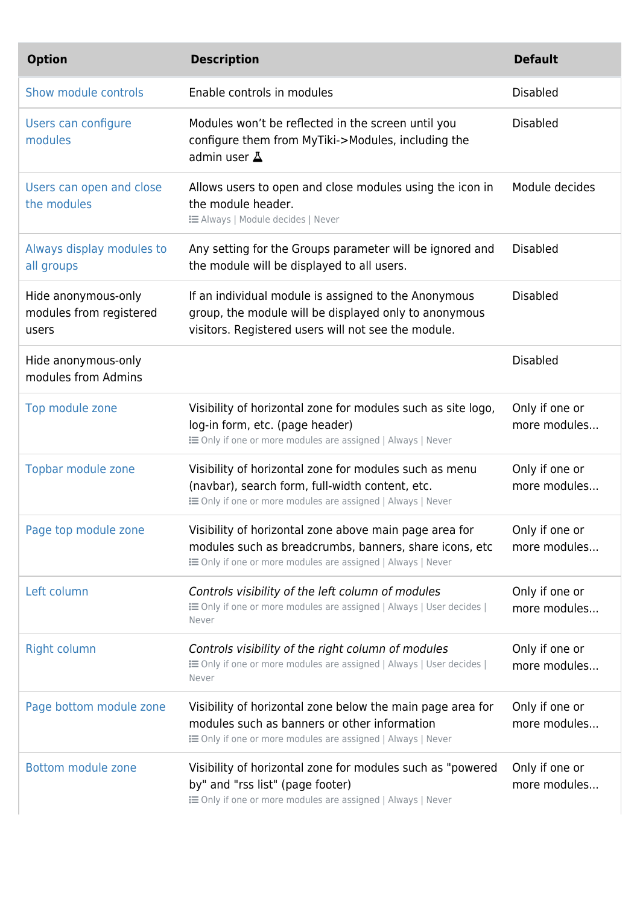| Option | Description | Default |
| --- | --- | --- |
| Show module controls | Enable controls in modules | Disabled |
| Users can configure modules | Modules won't be reflected in the screen until you configure them from MyTiki->Modules, including the admin user | Disabled |
| Users can open and close the modules | Allows users to open and close modules using the icon in the module header. Always \| Module decides \| Never | Module decides |
| Always display modules to all groups | Any setting for the Groups parameter will be ignored and the module will be displayed to all users. | Disabled |
| Hide anonymous-only modules from registered users | If an individual module is assigned to the Anonymous group, the module will be displayed only to anonymous visitors. Registered users will not see the module. | Disabled |
| Hide anonymous-only modules from Admins | | Disabled |
| Top module zone | Visibility of horizontal zone for modules such as site logo, log-in form, etc. (page header) Only if one or more modules are assigned \| Always \| Never | Only if one or more modules... |
| Topbar module zone | Visibility of horizontal zone for modules such as menu (navbar), search form, full-width content, etc. Only if one or more modules are assigned \| Always \| Never | Only if one or more modules... |
| Page top module zone | Visibility of horizontal zone above main page area for modules such as breadcrumbs, banners, share icons, etc Only if one or more modules are assigned \| Always \| Never | Only if one or more modules... |
| Left column | *Controls visibility of the left column of modules* Only if one or more modules are assigned \| Always \| User decides \| Never | Only if one or more modules... |
| Right column | *Controls visibility of the right column of modules* Only if one or more modules are assigned \| Always \| User decides \| Never | Only if one or more modules... |
| Page bottom module zone | Visibility of horizontal zone below the main page area for modules such as banners or other information Only if one or more modules are assigned \| Always \| Never | Only if one or more modules... |
| Bottom module zone | Visibility of horizontal zone for modules such as "powered by" and "rss list" (page footer) Only if one or more modules are assigned \| Always \| Never | Only if one or more modules... |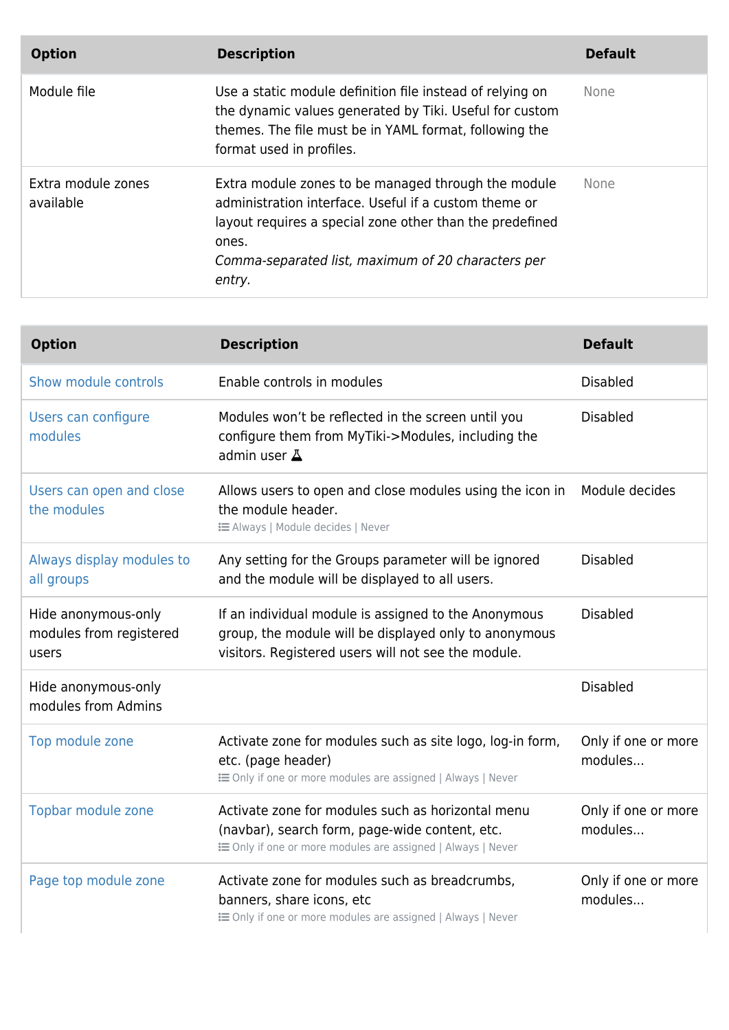| Option | Description | Default |
|---|---|---|
| Module file | Use a static module definition file instead of relying on the dynamic values generated by Tiki. Useful for custom themes. The file must be in YAML format, following the format used in profiles. | None |
| Extra module zones available | Extra module zones to be managed through the module administration interface. Useful if a custom theme or layout requires a special zone other than the predefined ones. *Comma-separated list, maximum of 20 characters per entry.* | None |

| Option | Description | Default |
|---|---|---|
| Show module controls | Enable controls in modules | Disabled |
| Users can configure modules | Modules won't be reflected in the screen until you configure them from MyTiki->Modules, including the admin user | Disabled |
| Users can open and close the modules | Allows users to open and close modules using the icon in the module header. Always \| Module decides \| Never | Module decides |
| Always display modules to all groups | Any setting for the Groups parameter will be ignored and the module will be displayed to all users. | Disabled |
| Hide anonymous-only modules from registered users | If an individual module is assigned to the Anonymous group, the module will be displayed only to anonymous visitors. Registered users will not see the module. | Disabled |
| Hide anonymous-only modules from Admins | | Disabled |
| Top module zone | Activate zone for modules such as site logo, log-in form, etc. (page header) Only if one or more modules are assigned \| Always \| Never | Only if one or more modules... |
| Topbar module zone | Activate zone for modules such as horizontal menu (navbar), search form, page-wide content, etc. Only if one or more modules are assigned \| Always \| Never | Only if one or more modules... |
| Page top module zone | Activate zone for modules such as breadcrumbs, banners, share icons, etc Only if one or more modules are assigned \| Always \| Never | Only if one or more modules... |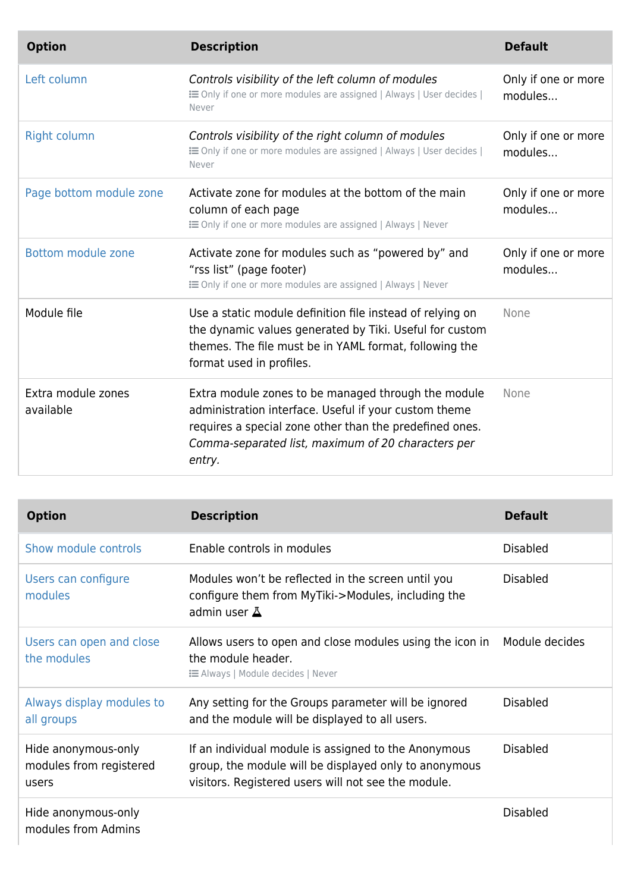| Option | Description | Default |
| --- | --- | --- |
| Left column | *Controls visibility of the left column of modules*<br>Only if one or more modules are assigned \| Always \| User decides \| Never | Only if one or more modules... |
| Right column | *Controls visibility of the right column of modules*<br>Only if one or more modules are assigned \| Always \| User decides \| Never | Only if one or more modules... |
| Page bottom module zone | Activate zone for modules at the bottom of the main column of each page<br>Only if one or more modules are assigned \| Always \| Never | Only if one or more modules... |
| Bottom module zone | Activate zone for modules such as “powered by” and “rss list” (page footer)<br>Only if one or more modules are assigned \| Always \| Never | Only if one or more modules... |
| Module file | Use a static module definition file instead of relying on the dynamic values generated by Tiki. Useful for custom themes. The file must be in YAML format, following the format used in profiles. | None |
| Extra module zones available | Extra module zones to be managed through the module administration interface. Useful if your custom theme requires a special zone other than the predefined ones. *Comma-separated list, maximum of 20 characters per entry.* | None |

| Option | Description | Default |
| --- | --- | --- |
| Show module controls | Enable controls in modules | Disabled |
| Users can configure modules | Modules won’t be reflected in the screen until you configure them from MyTiki->Modules, including the admin user | Disabled |
| Users can open and close the modules | Allows users to open and close modules using the icon in the module header.<br>Always \| Module decides \| Never | Module decides |
| Always display modules to all groups | Any setting for the Groups parameter will be ignored and the module will be displayed to all users. | Disabled |
| Hide anonymous-only modules from registered users | If an individual module is assigned to the Anonymous group, the module will be displayed only to anonymous visitors. Registered users will not see the module. | Disabled |
| Hide anonymous-only modules from Admins | | Disabled |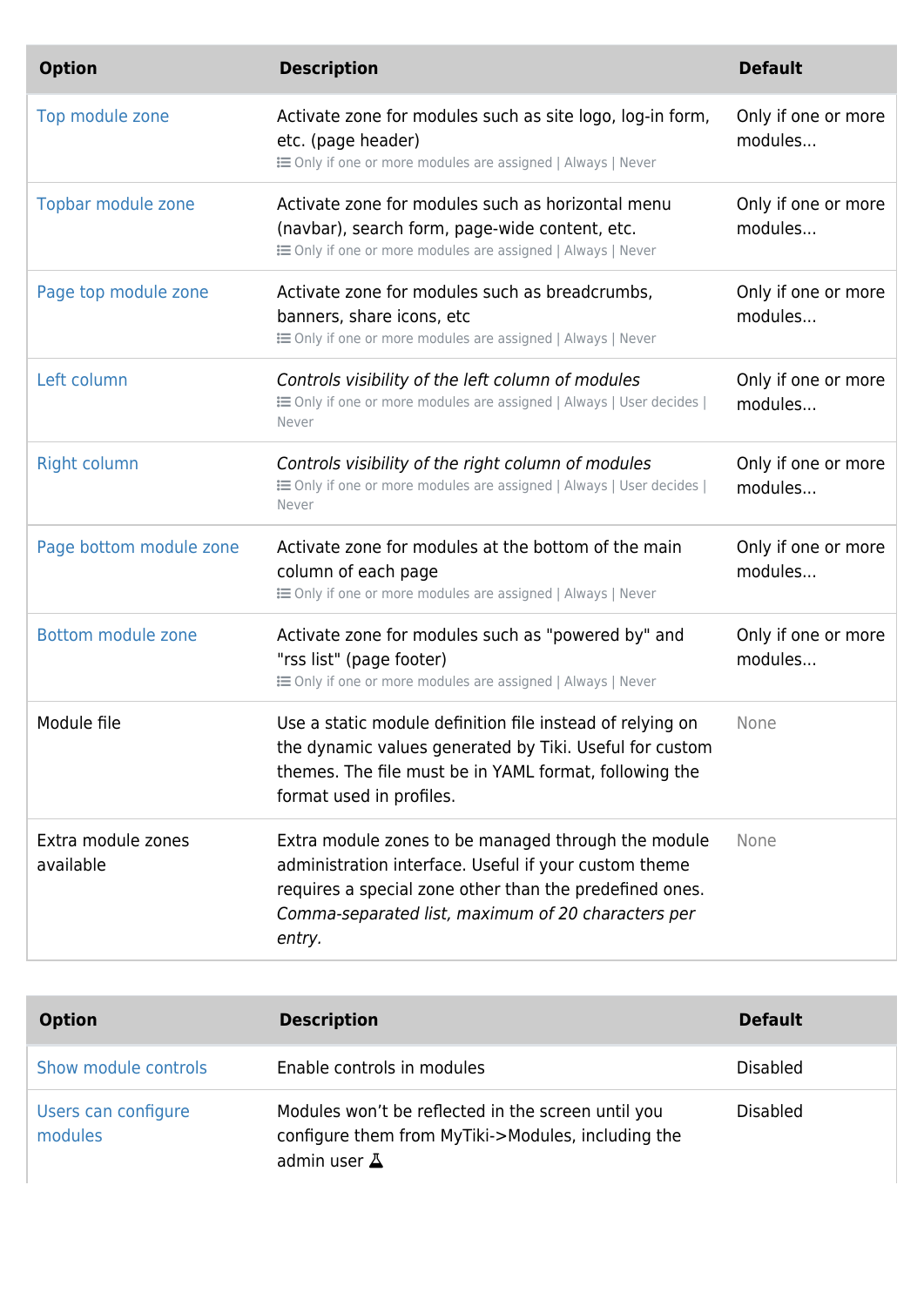| Option | Description | Default |
| --- | --- | --- |
| Top module zone | Activate zone for modules such as site logo, log-in form, etc. (page header) Only if one or more modules are assigned \| Always \| Never | Only if one or more modules... |
| Topbar module zone | Activate zone for modules such as horizontal menu (navbar), search form, page-wide content, etc. Only if one or more modules are assigned \| Always \| Never | Only if one or more modules... |
| Page top module zone | Activate zone for modules such as breadcrumbs, banners, share icons, etc Only if one or more modules are assigned \| Always \| Never | Only if one or more modules... |
| Left column | *Controls visibility of the left column of modules* Only if one or more modules are assigned \| Always \| User decides \| Never | Only if one or more modules... |
| Right column | *Controls visibility of the right column of modules* Only if one or more modules are assigned \| Always \| User decides \| Never | Only if one or more modules... |
| Page bottom module zone | Activate zone for modules at the bottom of the main column of each page Only if one or more modules are assigned \| Always \| Never | Only if one or more modules... |
| Bottom module zone | Activate zone for modules such as "powered by" and "rss list" (page footer) Only if one or more modules are assigned \| Always \| Never | Only if one or more modules... |
| Module file | Use a static module definition file instead of relying on the dynamic values generated by Tiki. Useful for custom themes. The file must be in YAML format, following the format used in profiles. | None |
| Extra module zones available | Extra module zones to be managed through the module administration interface. Useful if your custom theme requires a special zone other than the predefined ones. *Comma-separated list, maximum of 20 characters per entry.* | None |

| Option | Description | Default |
| --- | --- | --- |
| Show module controls | Enable controls in modules | Disabled |
| Users can configure modules | Modules won't be reflected in the screen until you configure them from MyTiki->Modules, including the admin user | Disabled |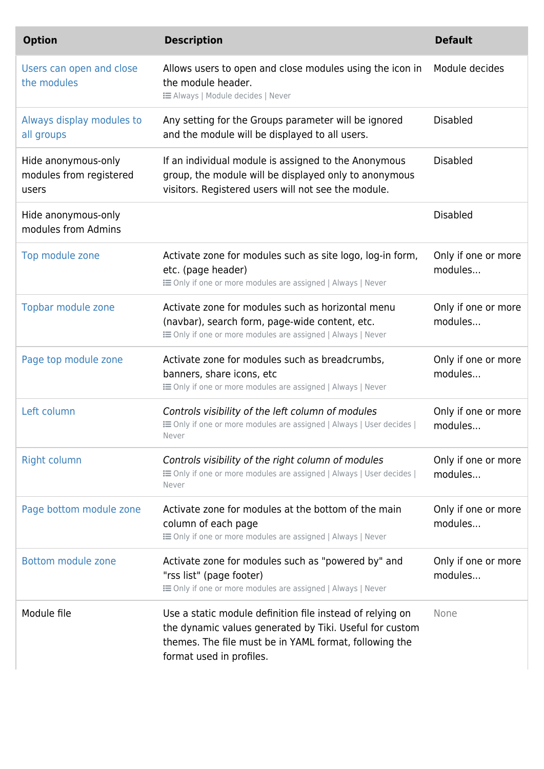| Option | Description | Default |
| --- | --- | --- |
| Users can open and close the modules | Allows users to open and close modules using the icon in the module header. Always \| Module decides \| Never | Module decides |
| Always display modules to all groups | Any setting for the Groups parameter will be ignored and the module will be displayed to all users. | Disabled |
| Hide anonymous-only modules from registered users | If an individual module is assigned to the Anonymous group, the module will be displayed only to anonymous visitors. Registered users will not see the module. | Disabled |
| Hide anonymous-only modules from Admins | | Disabled |
| Top module zone | Activate zone for modules such as site logo, log-in form, etc. (page header) Only if one or more modules are assigned \| Always \| Never | Only if one or more modules... |
| Topbar module zone | Activate zone for modules such as horizontal menu (navbar), search form, page-wide content, etc. Only if one or more modules are assigned \| Always \| Never | Only if one or more modules... |
| Page top module zone | Activate zone for modules such as breadcrumbs, banners, share icons, etc Only if one or more modules are assigned \| Always \| Never | Only if one or more modules... |
| Left column | *Controls visibility of the left column of modules* Only if one or more modules are assigned \| Always \| User decides \| Never | Only if one or more modules... |
| Right column | *Controls visibility of the right column of modules* Only if one or more modules are assigned \| Always \| User decides \| Never | Only if one or more modules... |
| Page bottom module zone | Activate zone for modules at the bottom of the main column of each page Only if one or more modules are assigned \| Always \| Never | Only if one or more modules... |
| Bottom module zone | Activate zone for modules such as "powered by" and "rss list" (page footer) Only if one or more modules are assigned \| Always \| Never | Only if one or more modules... |
| Module file | Use a static module definition file instead of relying on the dynamic values generated by Tiki. Useful for custom themes. The file must be in YAML format, following the format used in profiles. | None |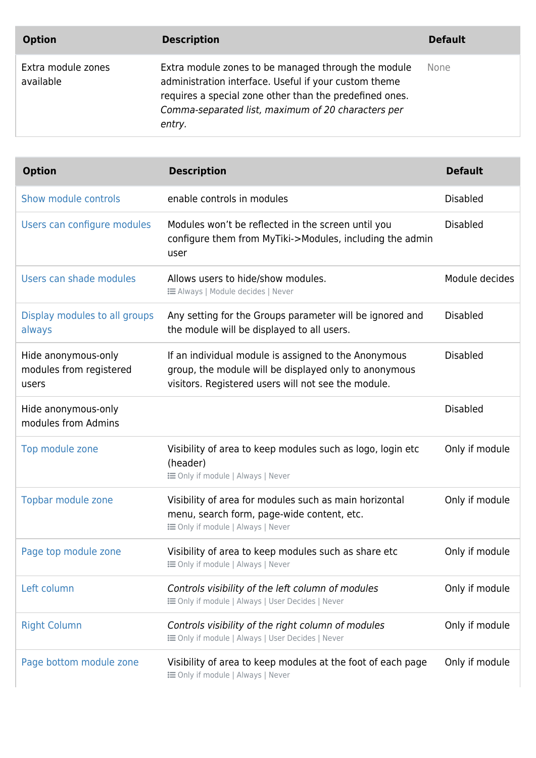| Option | Description | Default |
|---|---|---|
| Extra module zones available | Extra module zones to be managed through the module administration interface. Useful if your custom theme requires a special zone other than the predefined ones. *Comma-separated list, maximum of 20 characters per entry.* | None |

| Option | Description | Default |
|---|---|---|
| Show module controls | enable controls in modules | Disabled |
| Users can configure modules | Modules won't be reflected in the screen until you configure them from MyTiki->Modules, including the admin user | Disabled |
| Users can shade modules | Allows users to hide/show modules. Always \| Module decides \| Never | Module decides |
| Display modules to all groups always | Any setting for the Groups parameter will be ignored and the module will be displayed to all users. | Disabled |
| Hide anonymous-only modules from registered users | If an individual module is assigned to the Anonymous group, the module will be displayed only to anonymous visitors. Registered users will not see the module. | Disabled |
| Hide anonymous-only modules from Admins | | Disabled |
| Top module zone | Visibility of area to keep modules such as logo, login etc (header) Only if module \| Always \| Never | Only if module |
| Topbar module zone | Visibility of area for modules such as main horizontal menu, search form, page-wide content, etc. Only if module \| Always \| Never | Only if module |
| Page top module zone | Visibility of area to keep modules such as share etc Only if module \| Always \| Never | Only if module |
| Left column | *Controls visibility of the left column of modules* Only if module \| Always \| User Decides \| Never | Only if module |
| Right Column | *Controls visibility of the right column of modules* Only if module \| Always \| User Decides \| Never | Only if module |
| Page bottom module zone | Visibility of area to keep modules at the foot of each page Only if module \| Always \| Never | Only if module |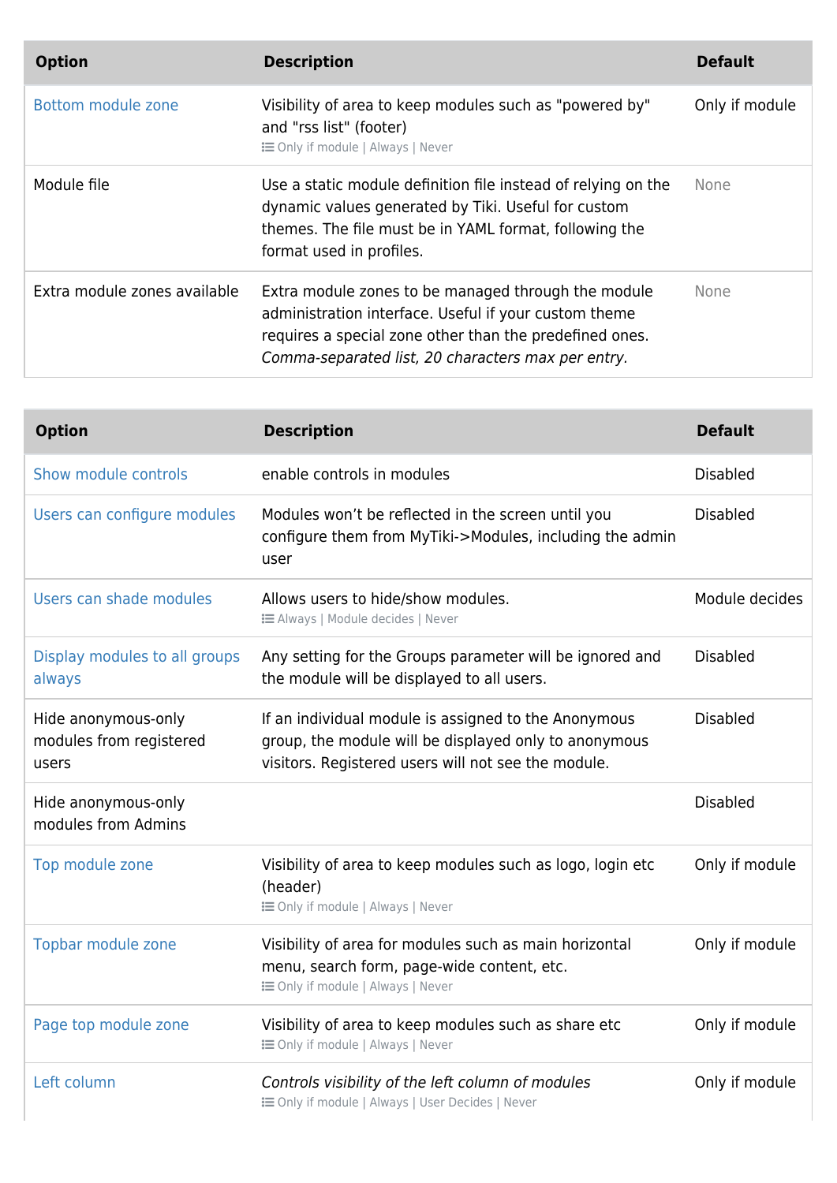| Option | Description | Default |
| --- | --- | --- |
| Bottom module zone | Visibility of area to keep modules such as "powered by" and "rss list" (footer)<br>Only if module \| Always \| Never | Only if module |
| Module file | Use a static module definition file instead of relying on the dynamic values generated by Tiki. Useful for custom themes. The file must be in YAML format, following the format used in profiles. | None |
| Extra module zones available | Extra module zones to be managed through the module administration interface. Useful if your custom theme requires a special zone other than the predefined ones. *Comma-separated list, 20 characters max per entry.* | None |

| Option | Description | Default |
| --- | --- | --- |
| Show module controls | enable controls in modules | Disabled |
| Users can configure modules | Modules won't be reflected in the screen until you configure them from MyTiki->Modules, including the admin user | Disabled |
| Users can shade modules | Allows users to hide/show modules.<br>Always \| Module decides \| Never | Module decides |
| Display modules to all groups always | Any setting for the Groups parameter will be ignored and the module will be displayed to all users. | Disabled |
| Hide anonymous-only modules from registered users | If an individual module is assigned to the Anonymous group, the module will be displayed only to anonymous visitors. Registered users will not see the module. | Disabled |
| Hide anonymous-only modules from Admins | | Disabled |
| Top module zone | Visibility of area to keep modules such as logo, login etc (header)<br>Only if module \| Always \| Never | Only if module |
| Topbar module zone | Visibility of area for modules such as main horizontal menu, search form, page-wide content, etc.<br>Only if module \| Always \| Never | Only if module |
| Page top module zone | Visibility of area to keep modules such as share etc<br>Only if module \| Always \| Never | Only if module |
| Left column | *Controls visibility of the left column of modules*<br>Only if module \| Always \| User Decides \| Never | Only if module |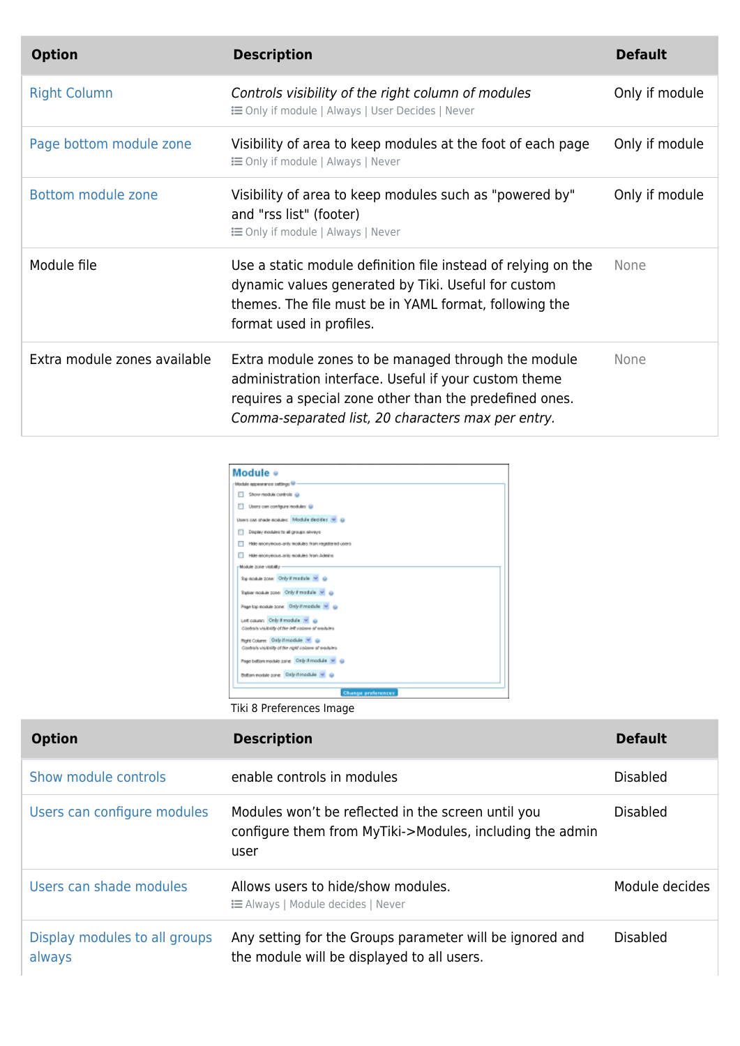| Option | Description | Default |
| --- | --- | --- |
| Right Column | *Controls visibility of the right column of modules*<br>Only if module \| Always \| User Decides \| Never | Only if module |
| Page bottom module zone | Visibility of area to keep modules at the foot of each page<br>Only if module \| Always \| Never | Only if module |
| Bottom module zone | Visibility of area to keep modules such as "powered by" and "rss list" (footer)<br>Only if module \| Always \| Never | Only if module |
| Module file | Use a static module definition file instead of relying on the dynamic values generated by Tiki. Useful for custom themes. The file must be in YAML format, following the format used in profiles. | None |
| Extra module zones available | Extra module zones to be managed through the module administration interface. Useful if your custom theme requires a special zone other than the predefined ones. *Comma-separated list, 20 characters max per entry.* | None |

Tiki 8 Preferences Image

| Option | Description | Default |
| --- | --- | --- |
| Show module controls | enable controls in modules | Disabled |
| Users can configure modules | Modules won't be reflected in the screen until you configure them from MyTiki->Modules, including the admin user | Disabled |
| Users can shade modules | Allows users to hide/show modules.<br>Always \| Module decides \| Never | Module decides |
| Display modules to all groups always | Any setting for the Groups parameter will be ignored and the module will be displayed to all users. | Disabled |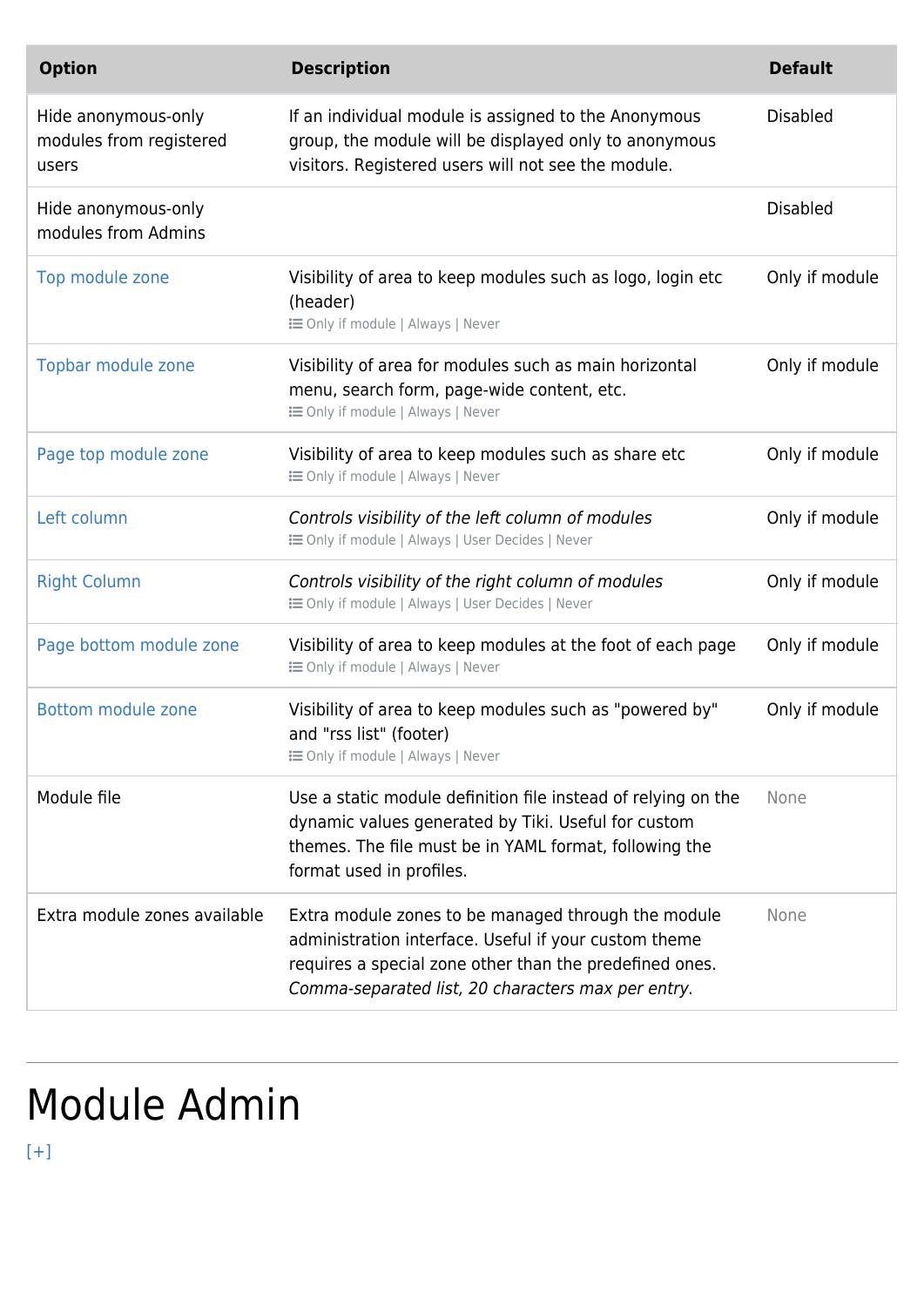| Option | Description | Default |
| --- | --- | --- |
| Hide anonymous-only modules from registered users | If an individual module is assigned to the Anonymous group, the module will be displayed only to anonymous visitors. Registered users will not see the module. | Disabled |
| Hide anonymous-only modules from Admins | | Disabled |
| Top module zone | Visibility of area to keep modules such as logo, login etc (header) Only if module \| Always \| Never | Only if module |
| Topbar module zone | Visibility of area for modules such as main horizontal menu, search form, page-wide content, etc. Only if module \| Always \| Never | Only if module |
| Page top module zone | Visibility of area to keep modules such as share etc Only if module \| Always \| Never | Only if module |
| Left column | *Controls visibility of the left column of modules* Only if module \| Always \| User Decides \| Never | Only if module |
| Right Column | *Controls visibility of the right column of modules* Only if module \| Always \| User Decides \| Never | Only if module |
| Page bottom module zone | Visibility of area to keep modules at the foot of each page Only if module \| Always \| Never | Only if module |
| Bottom module zone | Visibility of area to keep modules such as "powered by" and "rss list" (footer) Only if module \| Always \| Never | Only if module |
| Module file | Use a static module definition file instead of relying on the dynamic values generated by Tiki. Useful for custom themes. The file must be in YAML format, following the format used in profiles. | None |
| Extra module zones available | Extra module zones to be managed through the module administration interface. Useful if your custom theme requires a special zone other than the predefined ones. *Comma-separated list, 20 characters max per entry.* | None |

# Module Admin

[+]